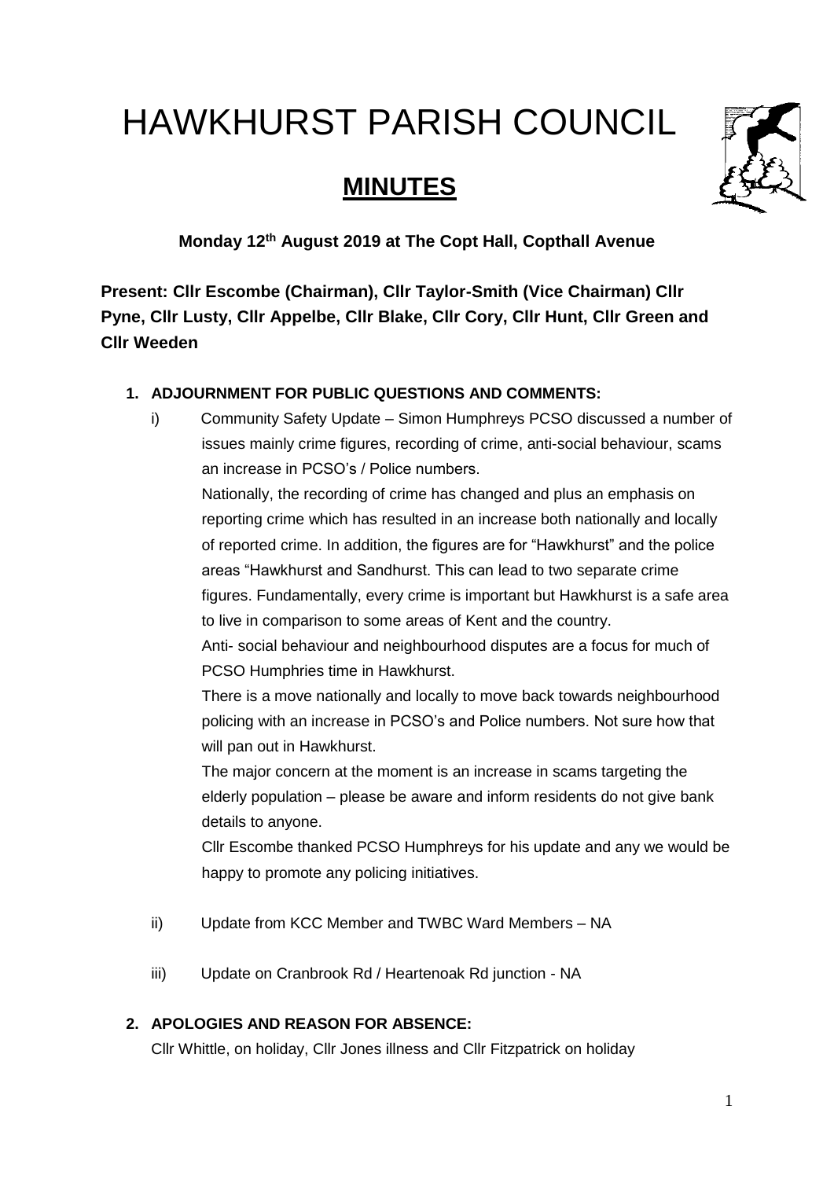# HAWKHURST PARISH COUNCIL

## MINUTES

**Monday 12th August 2019 at The Copt Hall, Copthall Avenue**

**Present: Cllr Escombe (Chairman), Cllr Taylor-Smith (Vice Chairman) Cllr Pyne, Cllr Lusty, Cllr Appelbe, Cllr Blake, Cllr Cory, Cllr Hunt, Cllr Green and Cllr Weeden**

1. **ADJOURNMENT FOR PUBLIC QUESTIONS AND COMMENTS:**

   i) Community Safety Update – Simon Humphreys PCSO discussed a number of issues mainly crime figures, recording of crime, anti-social behaviour, scams an increase in PCSO's / Police numbers.

   Nationally, the recording of crime has changed and plus an emphasis on reporting crime which has resulted in an increase both nationally and locally of reported crime. In addition, the figures are for "Hawkhurst" and the police areas "Hawkhurst and Sandhurst. This can lead to two separate crime figures. Fundamentally, every crime is important but Hawkhurst is a safe area to live in comparison to some areas of Kent and the country.

   Anti- social behaviour and neighbourhood disputes are a focus for much of PCSO Humphries time in Hawkhurst.

   There is a move nationally and locally to move back towards neighbourhood policing with an increase in PCSO's and Police numbers. Not sure how that will pan out in Hawkhurst.

   The major concern at the moment is an increase in scams targeting the elderly population – please be aware and inform residents do not give bank details to anyone.

   Cllr Escombe thanked PCSO Humphreys for his update and any we would be happy to promote any policing initiatives.

   ii) Update from KCC Member and TWBC Ward Members – NA

   iii) Update on Cranbrook Rd / Heartenoak Rd junction - NA

2. **APOLOGIES AND REASON FOR ABSENCE:**

   Cllr Whittle, on holiday, Cllr Jones illness and Cllr Fitzpatrick on holiday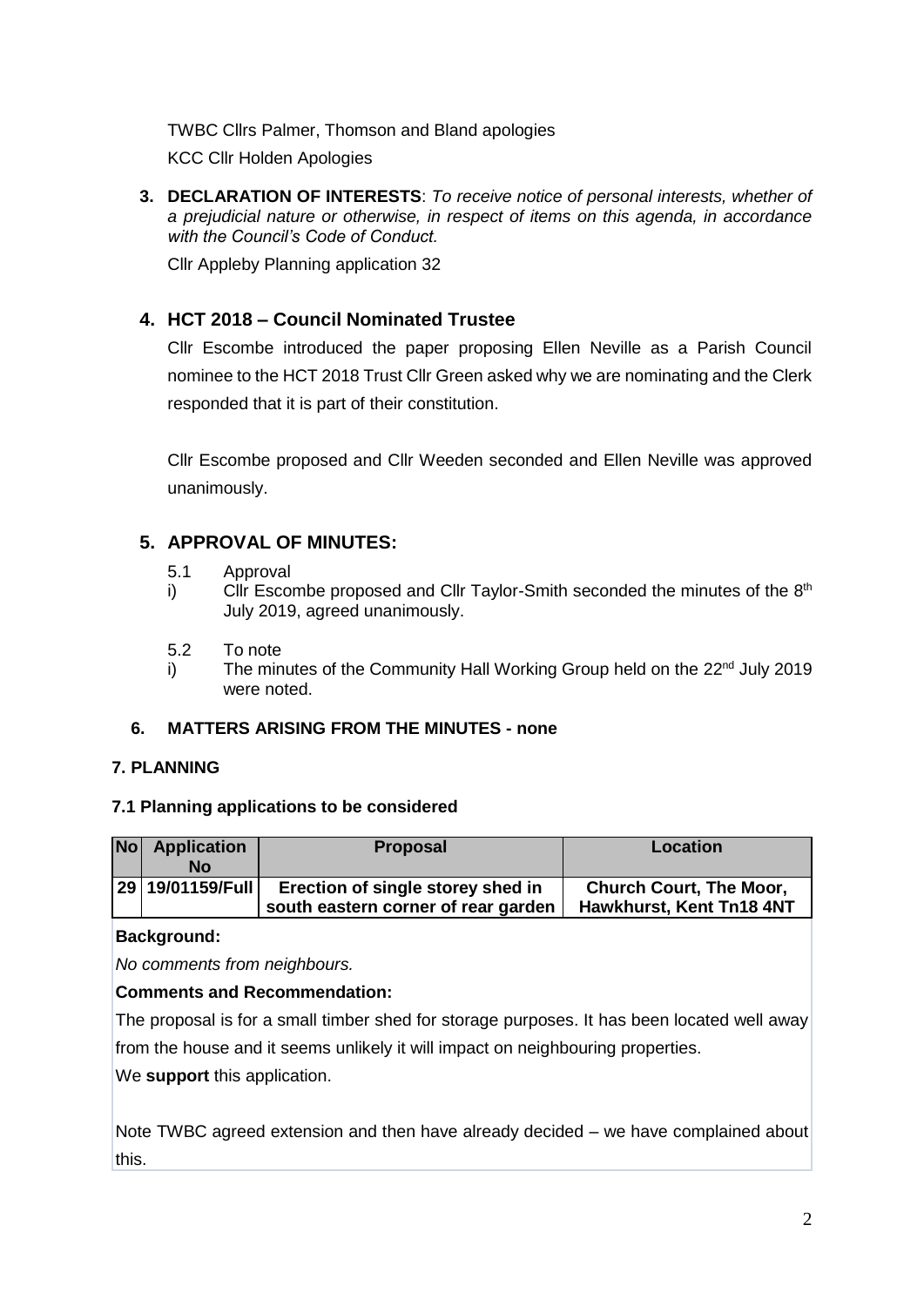TWBC Cllrs Palmer, Thomson and Bland apologies

KCC Cllr Holden Apologies

**3. DECLARATION OF INTERESTS**: *To receive notice of personal interests, whether of a prejudicial nature or otherwise, in respect of items on this agenda, in accordance with the Council's Code of Conduct.*

Cllr Appleby Planning application 32

## 4. HCT 2018 – Council Nominated Trustee

Cllr Escombe introduced the paper proposing Ellen Neville as a Parish Council nominee to the HCT 2018 Trust Cllr Green asked why we are nominating and the Clerk responded that it is part of their constitution.

Cllr Escombe proposed and Cllr Weeden seconded and Ellen Neville was approved unanimously.

## 5. APPROVAL OF MINUTES:

5.1 Approval

i) Cllr Escombe proposed and Cllr Taylor-Smith seconded the minutes of the 8th July 2019, agreed unanimously.

5.2 To note

i) The minutes of the Community Hall Working Group held on the 22nd July 2019 were noted.

**6. MATTERS ARISING FROM THE MINUTES - none**

### 7. PLANNING

**7.1 Planning applications to be considered**

| No | Application No | Proposal | Location |
|---|---|---|---|
| 29 | 19/01159/Full | Erection of single storey shed in south eastern corner of rear garden | Church Court, The Moor, Hawkhurst, Kent Tn18 4NT |

**Background:**

*No comments from neighbours.*

**Comments and Recommendation:**

The proposal is for a small timber shed for storage purposes. It has been located well away from the house and it seems unlikely it will impact on neighbouring properties.

We **support** this application.

Note TWBC agreed extension and then have already decided – we have complained about this.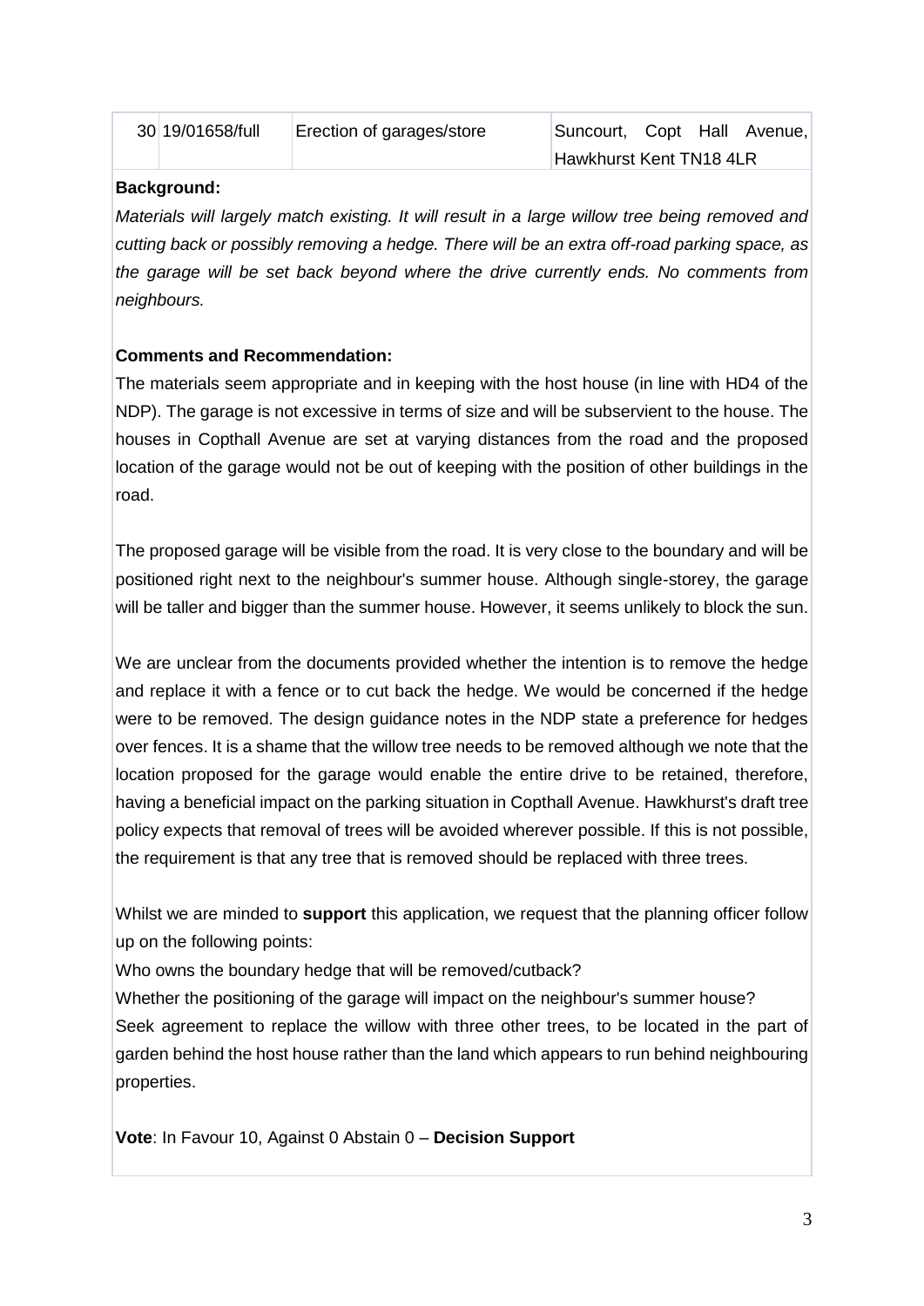| 30 | 19/01658/full | Erection of garages/store | Suncourt, Copt Hall Avenue, Hawkhurst Kent TN18 4LR |
|---|---|---|---|

**Background:**

*Materials will largely match existing. It will result in a large willow tree being removed and cutting back or possibly removing a hedge. There will be an extra off-road parking space, as the garage will be set back beyond where the drive currently ends. No comments from neighbours.*

**Comments and Recommendation:**

The materials seem appropriate and in keeping with the host house (in line with HD4 of the NDP). The garage is not excessive in terms of size and will be subservient to the house. The houses in Copthall Avenue are set at varying distances from the road and the proposed location of the garage would not be out of keeping with the position of other buildings in the road.

The proposed garage will be visible from the road. It is very close to the boundary and will be positioned right next to the neighbour's summer house. Although single-storey, the garage will be taller and bigger than the summer house. However, it seems unlikely to block the sun.

We are unclear from the documents provided whether the intention is to remove the hedge and replace it with a fence or to cut back the hedge. We would be concerned if the hedge were to be removed. The design guidance notes in the NDP state a preference for hedges over fences. It is a shame that the willow tree needs to be removed although we note that the location proposed for the garage would enable the entire drive to be retained, therefore, having a beneficial impact on the parking situation in Copthall Avenue. Hawkhurst's draft tree policy expects that removal of trees will be avoided wherever possible. If this is not possible, the requirement is that any tree that is removed should be replaced with three trees.

Whilst we are minded to **support** this application, we request that the planning officer follow up on the following points:

Who owns the boundary hedge that will be removed/cutback?

Whether the positioning of the garage will impact on the neighbour's summer house?

Seek agreement to replace the willow with three other trees, to be located in the part of garden behind the host house rather than the land which appears to run behind neighbouring properties.

**Vote**: In Favour 10, Against 0 Abstain 0 – **Decision Support**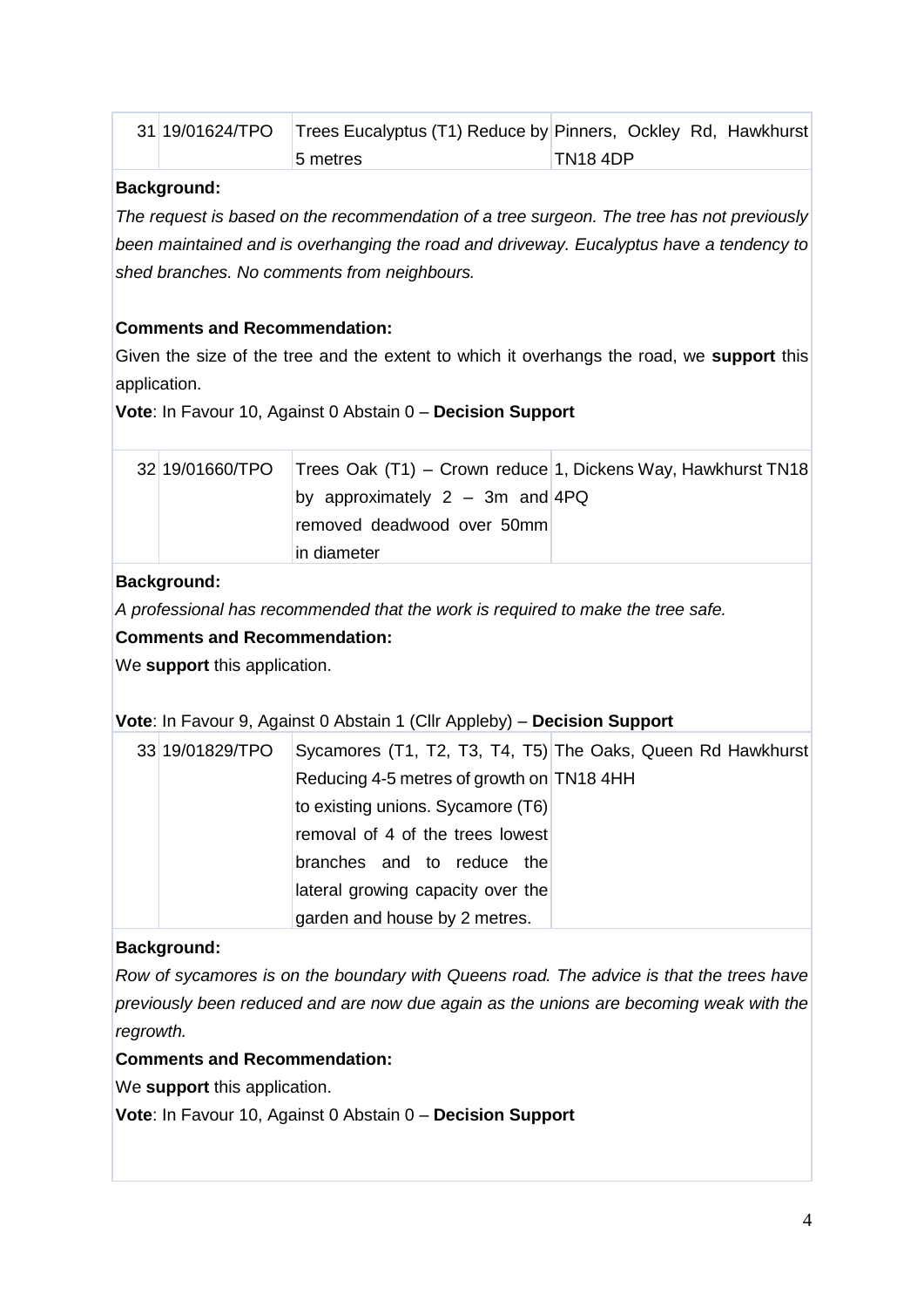| 31 | 19/01624/TPO | Trees Eucalyptus (T1) Reduce by 5 metres | Pinners, Ockley Rd, Hawkhurst TN18 4DP |
|---|---|---|---|

**Background:**

*The request is based on the recommendation of a tree surgeon. The tree has not previously been maintained and is overhanging the road and driveway. Eucalyptus have a tendency to shed branches. No comments from neighbours.*

**Comments and Recommendation:**

Given the size of the tree and the extent to which it overhangs the road, we **support** this application.

**Vote**: In Favour 10, Against 0 Abstain 0 – **Decision Support**

| 32 | 19/01660/TPO | Trees Oak (T1) – Crown reduce by approximately 2 – 3m and removed deadwood over 50mm in diameter | 1, Dickens Way, Hawkhurst TN18 4PQ |
|---|---|---|---|

**Background:**

*A professional has recommended that the work is required to make the tree safe.*

**Comments and Recommendation:**

We **support** this application.

**Vote**: In Favour 9, Against 0 Abstain 1 (Cllr Appleby) – **Decision Support**

| 33 | 19/01829/TPO | Sycamores (T1, T2, T3, T4, T5) Reducing 4-5 metres of growth on to existing unions. Sycamore (T6) removal of 4 of the trees lowest branches and to reduce the lateral growing capacity over the garden and house by 2 metres. | The Oaks, Queen Rd Hawkhurst TN18 4HH |
|---|---|---|---|

**Background:**

*Row of sycamores is on the boundary with Queens road. The advice is that the trees have previously been reduced and are now due again as the unions are becoming weak with the regrowth.*

**Comments and Recommendation:**

We **support** this application.

**Vote**: In Favour 10, Against 0 Abstain 0 – **Decision Support**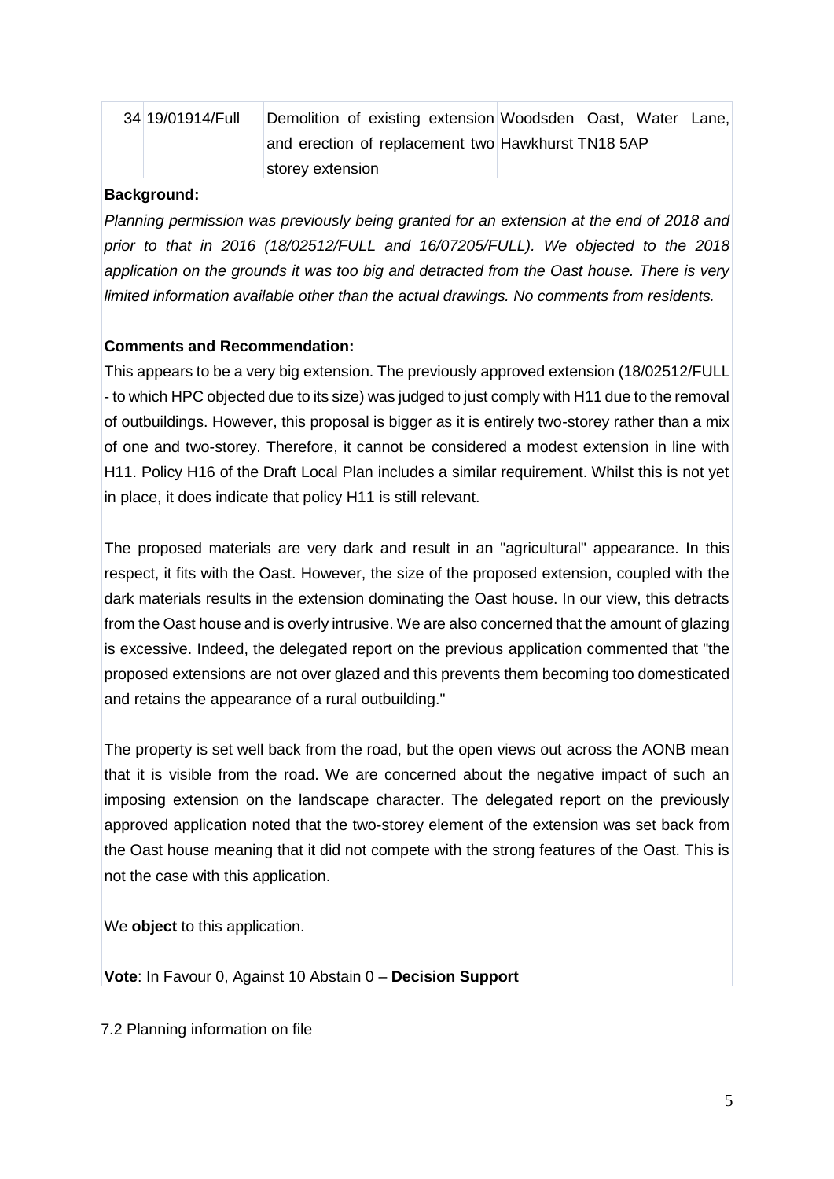| 34 | 19/01914/Full | Demolition of existing extension and erection of replacement two storey extension | Woodsden Oast, Water Lane, Hawkhurst TN18 5AP |
|---|---|---|---|

**Background:**

*Planning permission was previously being granted for an extension at the end of 2018 and prior to that in 2016 (18/02512/FULL and 16/07205/FULL). We objected to the 2018 application on the grounds it was too big and detracted from the Oast house. There is very limited information available other than the actual drawings. No comments from residents.*

**Comments and Recommendation:**

This appears to be a very big extension. The previously approved extension (18/02512/FULL - to which HPC objected due to its size) was judged to just comply with H11 due to the removal of outbuildings. However, this proposal is bigger as it is entirely two-storey rather than a mix of one and two-storey. Therefore, it cannot be considered a modest extension in line with H11. Policy H16 of the Draft Local Plan includes a similar requirement. Whilst this is not yet in place, it does indicate that policy H11 is still relevant.

The proposed materials are very dark and result in an "agricultural" appearance. In this respect, it fits with the Oast. However, the size of the proposed extension, coupled with the dark materials results in the extension dominating the Oast house. In our view, this detracts from the Oast house and is overly intrusive. We are also concerned that the amount of glazing is excessive. Indeed, the delegated report on the previous application commented that "the proposed extensions are not over glazed and this prevents them becoming too domesticated and retains the appearance of a rural outbuilding."

The property is set well back from the road, but the open views out across the AONB mean that it is visible from the road. We are concerned about the negative impact of such an imposing extension on the landscape character. The delegated report on the previously approved application noted that the two-storey element of the extension was set back from the Oast house meaning that it did not compete with the strong features of the Oast. This is not the case with this application.

We **object** to this application.

**Vote**: In Favour 0, Against 10 Abstain 0 – **Decision Support**

7.2 Planning information on file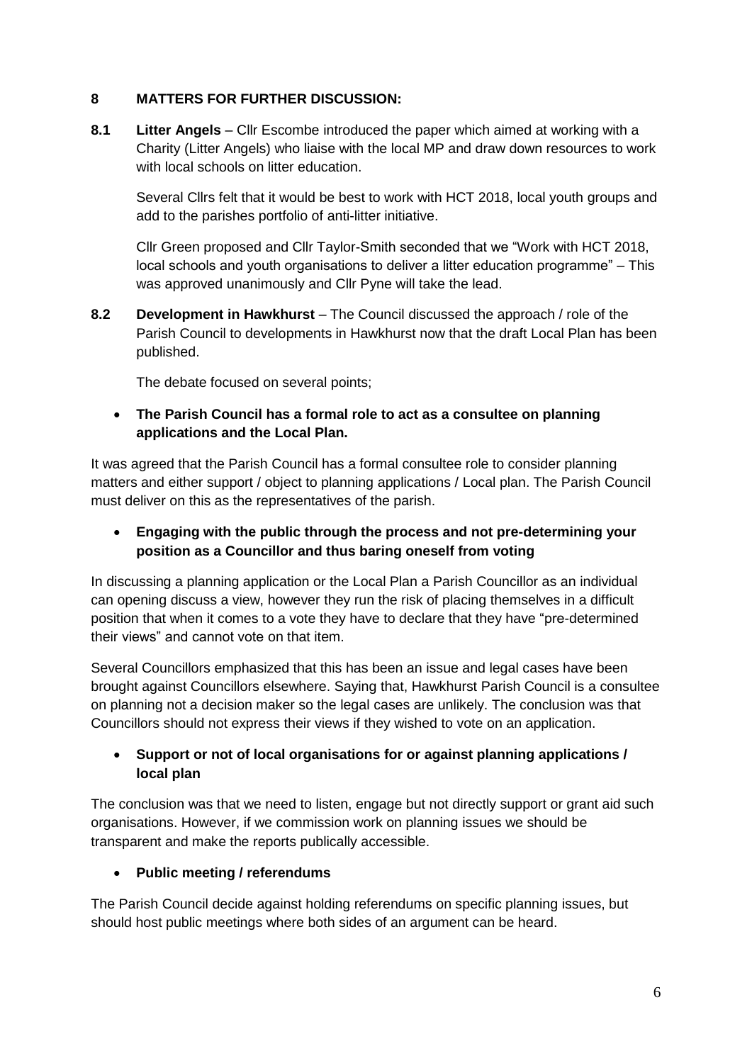## 8 MATTERS FOR FURTHER DISCUSSION:

**8.1 Litter Angels** – Cllr Escombe introduced the paper which aimed at working with a Charity (Litter Angels) who liaise with the local MP and draw down resources to work with local schools on litter education.

Several Cllrs felt that it would be best to work with HCT 2018, local youth groups and add to the parishes portfolio of anti-litter initiative.

Cllr Green proposed and Cllr Taylor-Smith seconded that we "Work with HCT 2018, local schools and youth organisations to deliver a litter education programme" – This was approved unanimously and Cllr Pyne will take the lead.

**8.2 Development in Hawkhurst** – The Council discussed the approach / role of the Parish Council to developments in Hawkhurst now that the draft Local Plan has been published.

The debate focused on several points;

- **The Parish Council has a formal role to act as a consultee on planning applications and the Local Plan.**

It was agreed that the Parish Council has a formal consultee role to consider planning matters and either support / object to planning applications / Local plan. The Parish Council must deliver on this as the representatives of the parish.

- **Engaging with the public through the process and not pre-determining your position as a Councillor and thus baring oneself from voting**

In discussing a planning application or the Local Plan a Parish Councillor as an individual can opening discuss a view, however they run the risk of placing themselves in a difficult position that when it comes to a vote they have to declare that they have "pre-determined their views" and cannot vote on that item.

Several Councillors emphasized that this has been an issue and legal cases have been brought against Councillors elsewhere. Saying that, Hawkhurst Parish Council is a consultee on planning not a decision maker so the legal cases are unlikely. The conclusion was that Councillors should not express their views if they wished to vote on an application.

- **Support or not of local organisations for or against planning applications / local plan**

The conclusion was that we need to listen, engage but not directly support or grant aid such organisations. However, if we commission work on planning issues we should be transparent and make the reports publically accessible.

- **Public meeting / referendums**

The Parish Council decide against holding referendums on specific planning issues, but should host public meetings where both sides of an argument can be heard.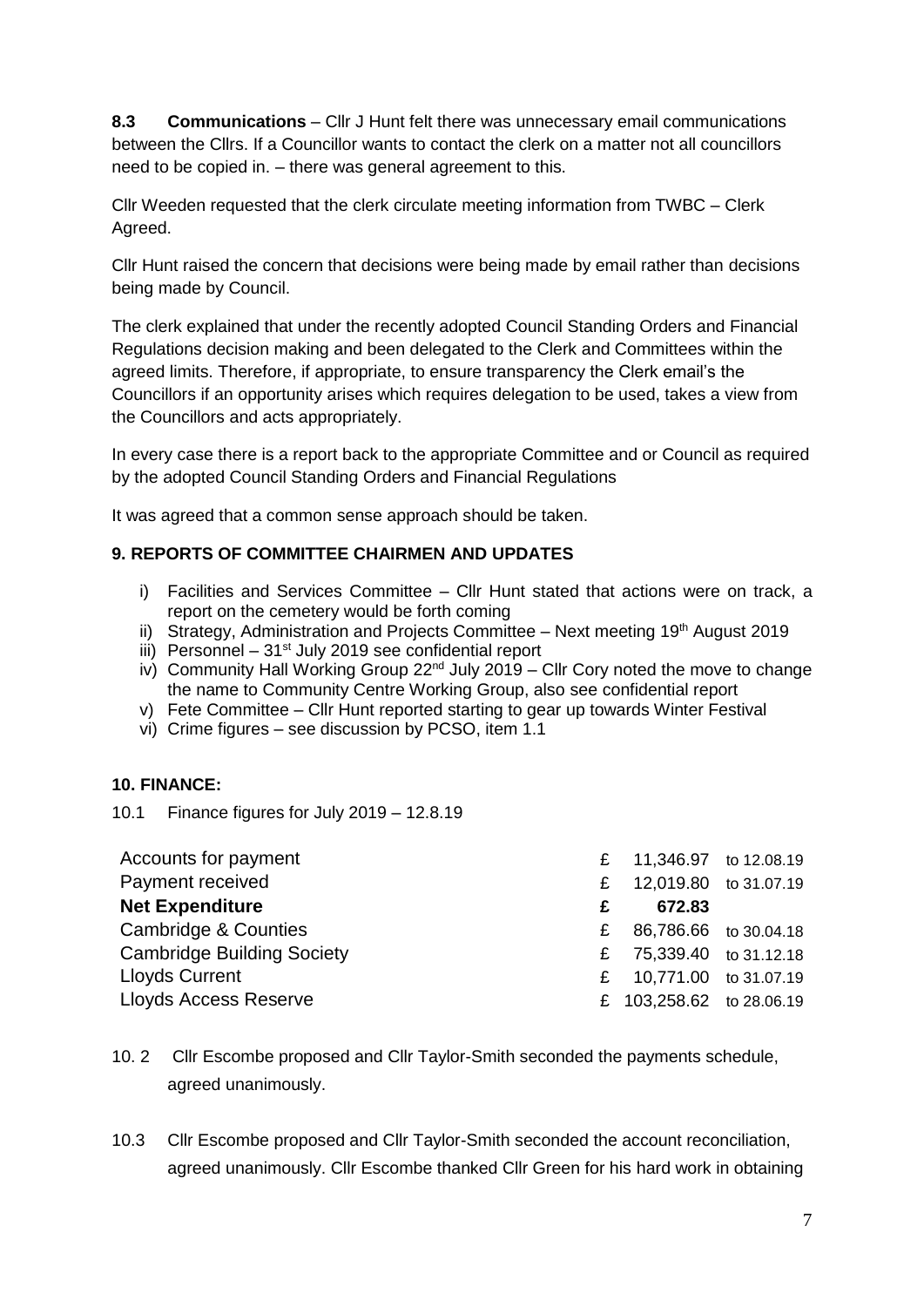**8.3 Communications** – Cllr J Hunt felt there was unnecessary email communications between the Cllrs. If a Councillor wants to contact the clerk on a matter not all councillors need to be copied in. – there was general agreement to this.

Cllr Weeden requested that the clerk circulate meeting information from TWBC – Clerk Agreed.

Cllr Hunt raised the concern that decisions were being made by email rather than decisions being made by Council.

The clerk explained that under the recently adopted Council Standing Orders and Financial Regulations decision making and been delegated to the Clerk and Committees within the agreed limits. Therefore, if appropriate, to ensure transparency the Clerk email's the Councillors if an opportunity arises which requires delegation to be used, takes a view from the Councillors and acts appropriately.

In every case there is a report back to the appropriate Committee and or Council as required by the adopted Council Standing Orders and Financial Regulations

It was agreed that a common sense approach should be taken.

## 9. REPORTS OF COMMITTEE CHAIRMEN AND UPDATES

i) Facilities and Services Committee – Cllr Hunt stated that actions were on track, a report on the cemetery would be forth coming
ii) Strategy, Administration and Projects Committee – Next meeting 19th August 2019
iii) Personnel – 31st July 2019 see confidential report
iv) Community Hall Working Group 22nd July 2019 – Cllr Cory noted the move to change the name to Community Centre Working Group, also see confidential report
v) Fete Committee – Cllr Hunt reported starting to gear up towards Winter Festival
vi) Crime figures – see discussion by PCSO, item 1.1

## 10. FINANCE:

10.1 Finance figures for July 2019 – 12.8.19

| | | | |
|---|---|---|---|
| Accounts for payment | £ | 11,346.97 | to 12.08.19 |
| Payment received | £ | 12,019.80 | to 31.07.19 |
| **Net Expenditure** | **£** | **672.83** | |
| Cambridge & Counties | £ | 86,786.66 | to 30.04.18 |
| Cambridge Building Society | £ | 75,339.40 | to 31.12.18 |
| Lloyds Current | £ | 10,771.00 | to 31.07.19 |
| Lloyds Access Reserve | £ | 103,258.62 | to 28.06.19 |

10.2 Cllr Escombe proposed and Cllr Taylor-Smith seconded the payments schedule, agreed unanimously.

10.3 Cllr Escombe proposed and Cllr Taylor-Smith seconded the account reconciliation, agreed unanimously. Cllr Escombe thanked Cllr Green for his hard work in obtaining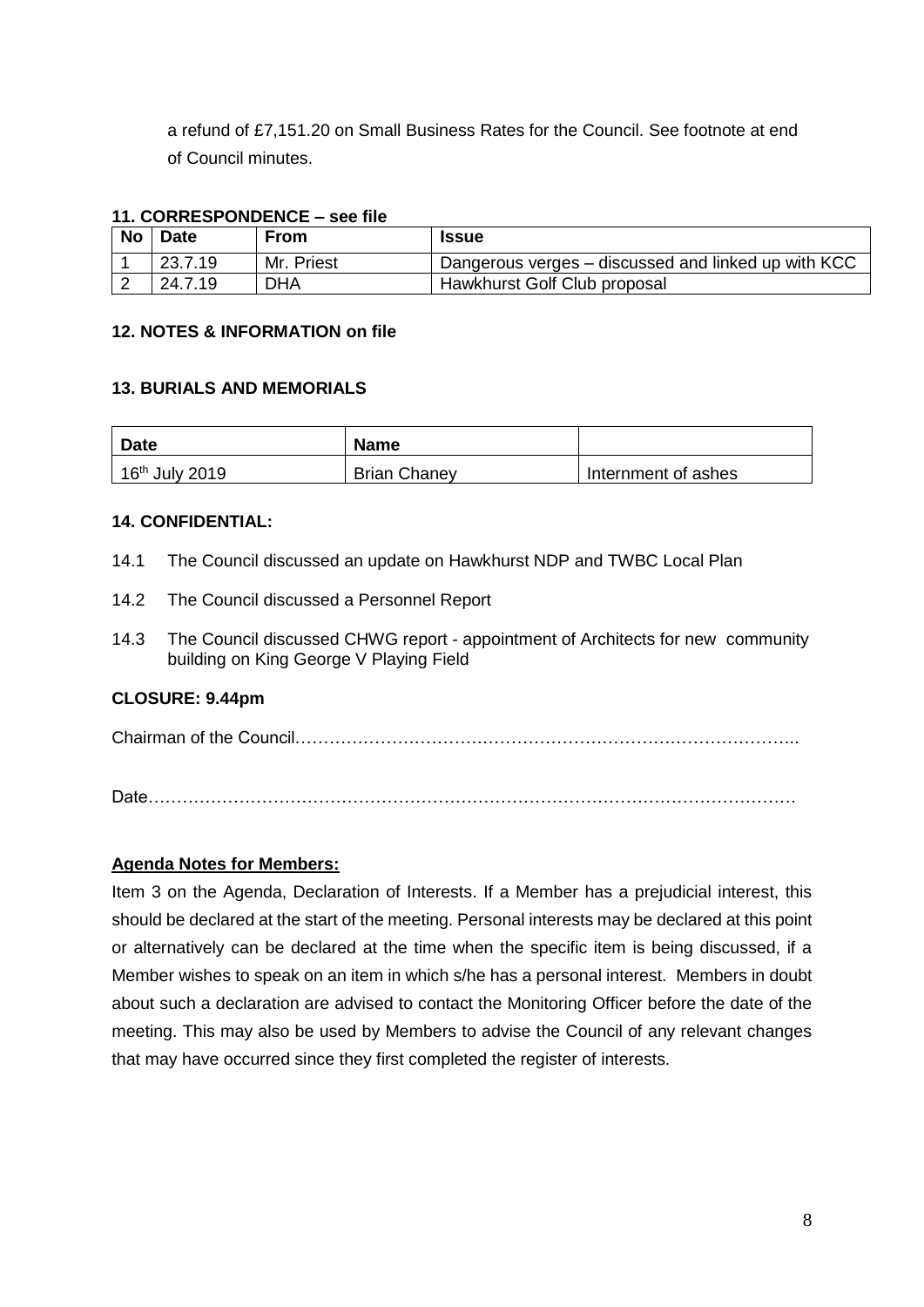a refund of £7,151.20 on Small Business Rates for the Council. See footnote at end of Council minutes.

**11. CORRESPONDENCE – see file**

| No | Date | From | Issue |
|---|---|---|---|
| 1 | 23.7.19 | Mr. Priest | Dangerous verges – discussed and linked up with KCC |
| 2 | 24.7.19 | DHA | Hawkhurst Golf Club proposal |

**12. NOTES & INFORMATION on file**

**13. BURIALS AND MEMORIALS**

| Date | Name | |
|---|---|---|
| 16th July 2019 | Brian Chaney | Internment of ashes |

**14. CONFIDENTIAL:**

14.1 The Council discussed an update on Hawkhurst NDP and TWBC Local Plan

14.2 The Council discussed a Personnel Report

14.3 The Council discussed CHWG report - appointment of Architects for new community building on King George V Playing Field

**CLOSURE: 9.44pm**

Chairman of the Council……………………………………………………………………………..

Date…………………………………………………………………………………………………

**Agenda Notes for Members:**

Item 3 on the Agenda, Declaration of Interests. If a Member has a prejudicial interest, this should be declared at the start of the meeting. Personal interests may be declared at this point or alternatively can be declared at the time when the specific item is being discussed, if a Member wishes to speak on an item in which s/he has a personal interest. Members in doubt about such a declaration are advised to contact the Monitoring Officer before the date of the meeting. This may also be used by Members to advise the Council of any relevant changes that may have occurred since they first completed the register of interests.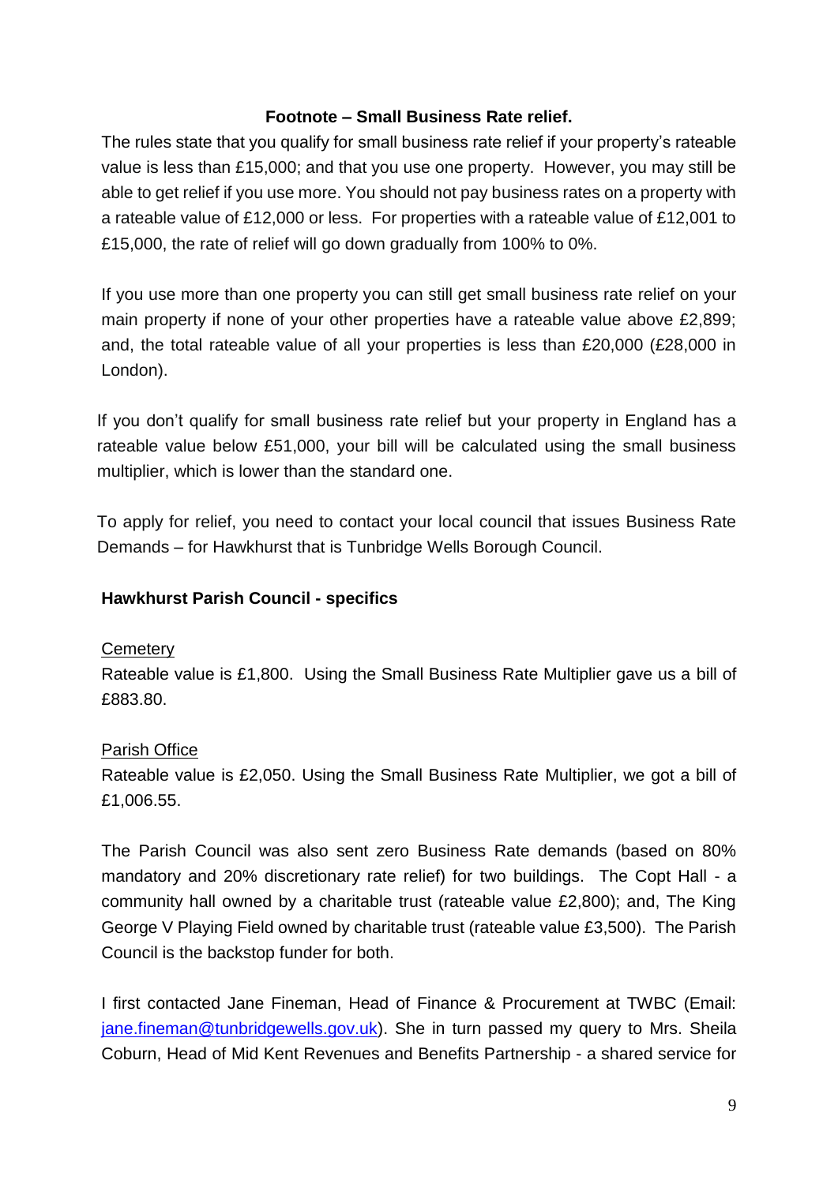**Footnote – Small Business Rate relief.**

The rules state that you qualify for small business rate relief if your property's rateable value is less than £15,000; and that you use one property. However, you may still be able to get relief if you use more. You should not pay business rates on a property with a rateable value of £12,000 or less. For properties with a rateable value of £12,001 to £15,000, the rate of relief will go down gradually from 100% to 0%.

If you use more than one property you can still get small business rate relief on your main property if none of your other properties have a rateable value above £2,899; and, the total rateable value of all your properties is less than £20,000 (£28,000 in London).

If you don't qualify for small business rate relief but your property in England has a rateable value below £51,000, your bill will be calculated using the small business multiplier, which is lower than the standard one.

To apply for relief, you need to contact your local council that issues Business Rate Demands – for Hawkhurst that is Tunbridge Wells Borough Council.

**Hawkhurst Parish Council - specifics**

Cemetery

Rateable value is £1,800. Using the Small Business Rate Multiplier gave us a bill of £883.80.

Parish Office

Rateable value is £2,050. Using the Small Business Rate Multiplier, we got a bill of £1,006.55.

The Parish Council was also sent zero Business Rate demands (based on 80% mandatory and 20% discretionary rate relief) for two buildings. The Copt Hall - a community hall owned by a charitable trust (rateable value £2,800); and, The King George V Playing Field owned by charitable trust (rateable value £3,500). The Parish Council is the backstop funder for both.

I first contacted Jane Fineman, Head of Finance & Procurement at TWBC (Email: jane.fineman@tunbridgewells.gov.uk). She in turn passed my query to Mrs. Sheila Coburn, Head of Mid Kent Revenues and Benefits Partnership - a shared service for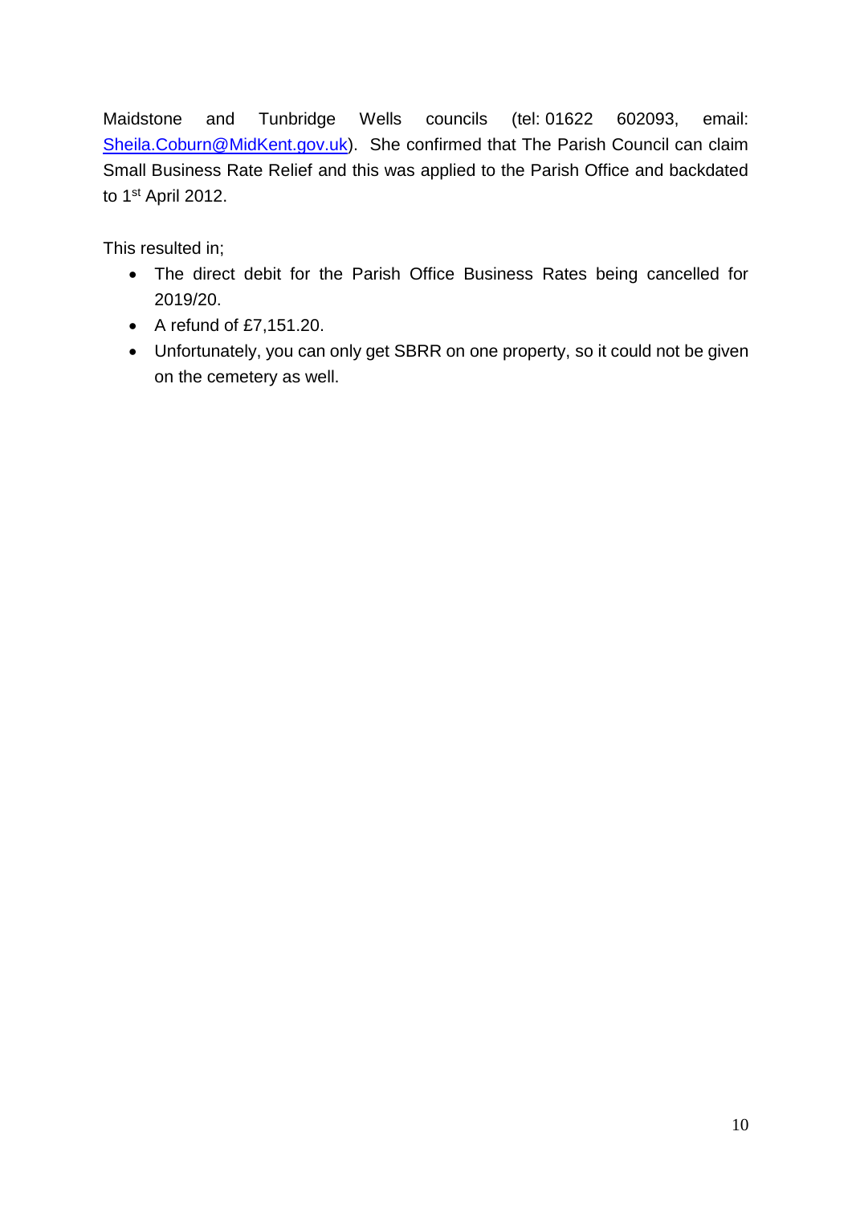Maidstone and Tunbridge Wells councils (tel: 01622 602093, email: Sheila.Coburn@MidKent.gov.uk). She confirmed that The Parish Council can claim Small Business Rate Relief and this was applied to the Parish Office and backdated to 1st April 2012.

This resulted in;

- The direct debit for the Parish Office Business Rates being cancelled for 2019/20.
- A refund of £7,151.20.
- Unfortunately, you can only get SBRR on one property, so it could not be given on the cemetery as well.